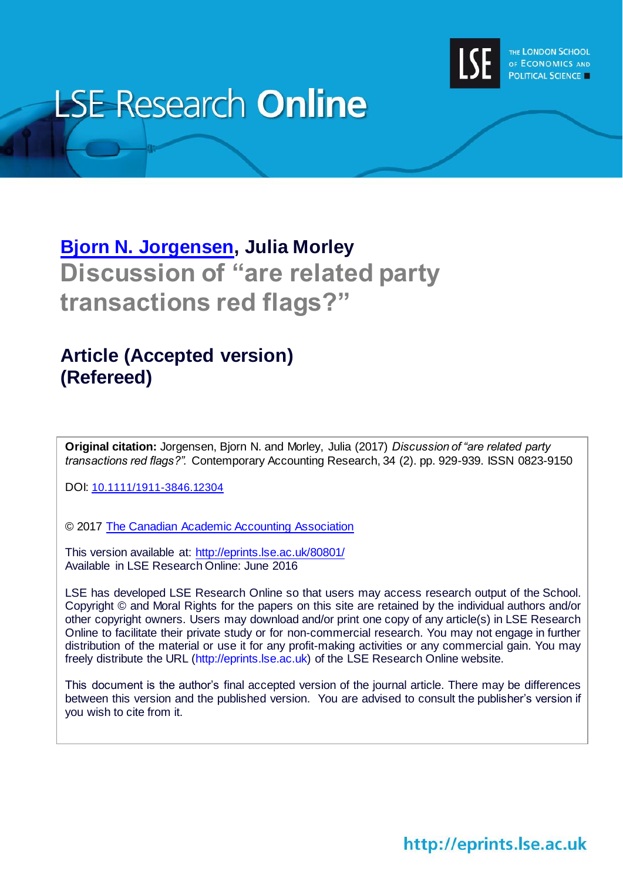LSE Research Online

THE LONDON SCHOOL OF ECONOMICS AND POLITICAL SCIENCE

**[Bjorn N. Jorgensen](), Julia Morley**

# Discussion of "are related party transactions red flags?"

## Article (Accepted version) (Refereed)

**Original citation:** Jorgensen, Bjorn N. and Morley, Julia (2017) *Discussion of "are related party transactions red flags?".* Contemporary Accounting Research, 34 (2). pp. 929-939. ISSN 0823-9150

DOI: 10.1111/1911-3846.12304

© 2017 The Canadian Academic Accounting Association

This version available at: http://eprints.lse.ac.uk/80801/

Available in LSE Research Online: June 2016

LSE has developed LSE Research Online so that users may access research output of the School. Copyright © and Moral Rights for the papers on this site are retained by the individual authors and/or other copyright owners. Users may download and/or print one copy of any article(s) in LSE Research Online to facilitate their private study or for non-commercial research. You may not engage in further distribution of the material or use it for any profit-making activities or any commercial gain. You may freely distribute the URL (http://eprints.lse.ac.uk) of the LSE Research Online website.

This document is the author's final accepted version of the journal article. There may be differences between this version and the published version. You are advised to consult the publisher's version if you wish to cite from it.

http://eprints.lse.ac.uk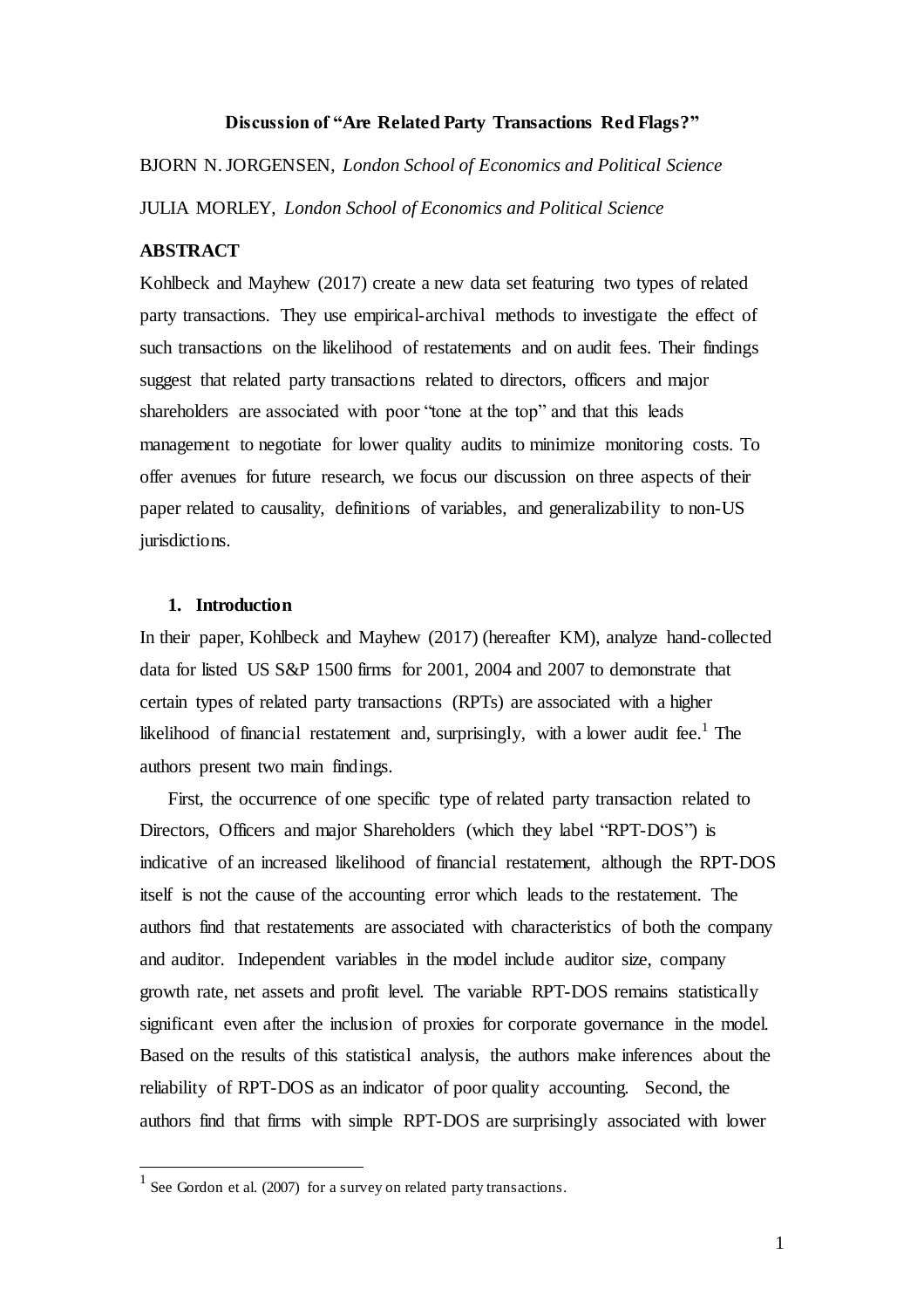**Discussion of "Are Related Party Transactions Red Flags?"**

BJORN N. JORGENSEN, *London School of Economics and Political Science*

JULIA MORLEY, *London School of Economics and Political Science*

**ABSTRACT**

Kohlbeck and Mayhew (2017) create a new data set featuring two types of related party transactions. They use empirical-archival methods to investigate the effect of such transactions on the likelihood of restatements and on audit fees. Their findings suggest that related party transactions related to directors, officers and major shareholders are associated with poor "tone at the top" and that this leads management to negotiate for lower quality audits to minimize monitoring costs. To offer avenues for future research, we focus our discussion on three aspects of their paper related to causality, definitions of variables, and generalizability to non-US jurisdictions.

## 1. Introduction

In their paper, Kohlbeck and Mayhew (2017) (hereafter KM), analyze hand-collected data for listed US S&P 1500 firms for 2001, 2004 and 2007 to demonstrate that certain types of related party transactions (RPTs) are associated with a higher likelihood of financial restatement and, surprisingly, with a lower audit fee.[1] The authors present two main findings.

First, the occurrence of one specific type of related party transaction related to Directors, Officers and major Shareholders (which they label "RPT-DOS") is indicative of an increased likelihood of financial restatement, although the RPT-DOS itself is not the cause of the accounting error which leads to the restatement. The authors find that restatements are associated with characteristics of both the company and auditor. Independent variables in the model include auditor size, company growth rate, net assets and profit level. The variable RPT-DOS remains statistically significant even after the inclusion of proxies for corporate governance in the model. Based on the results of this statistical analysis, the authors make inferences about the reliability of RPT-DOS as an indicator of poor quality accounting. Second, the authors find that firms with simple RPT-DOS are surprisingly associated with lower

[1] See Gordon et al. (2007) for a survey on related party transactions.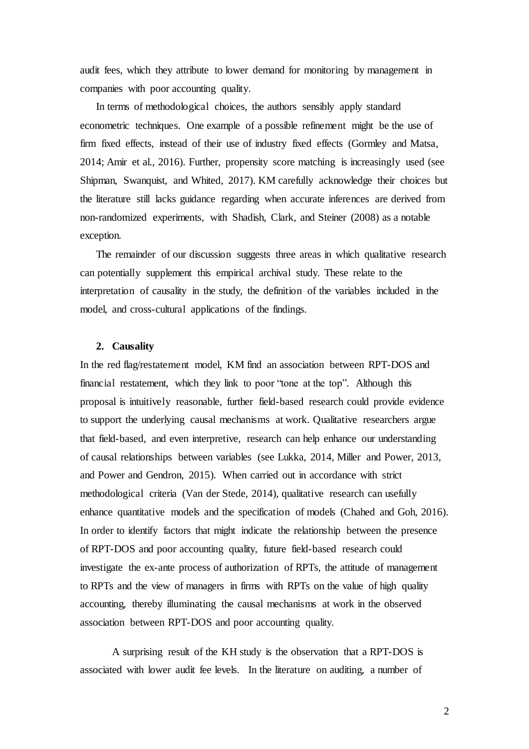audit fees, which they attribute to lower demand for monitoring by management in companies with poor accounting quality.

In terms of methodological choices, the authors sensibly apply standard econometric techniques. One example of a possible refinement might be the use of firm fixed effects, instead of their use of industry fixed effects (Gormley and Matsa, 2014; Amir et al., 2016). Further, propensity score matching is increasingly used (see Shipman, Swanquist, and Whited, 2017). KM carefully acknowledge their choices but the literature still lacks guidance regarding when accurate inferences are derived from non-randomized experiments, with Shadish, Clark, and Steiner (2008) as a notable exception.

The remainder of our discussion suggests three areas in which qualitative research can potentially supplement this empirical archival study. These relate to the interpretation of causality in the study, the definition of the variables included in the model, and cross-cultural applications of the findings.

## 2. Causality

In the red flag/restatement model, KM find an association between RPT-DOS and financial restatement, which they link to poor "tone at the top". Although this proposal is intuitively reasonable, further field-based research could provide evidence to support the underlying causal mechanisms at work. Qualitative researchers argue that field-based, and even interpretive, research can help enhance our understanding of causal relationships between variables (see Lukka, 2014, Miller and Power, 2013, and Power and Gendron, 2015). When carried out in accordance with strict methodological criteria (Van der Stede, 2014), qualitative research can usefully enhance quantitative models and the specification of models (Chahed and Goh, 2016). In order to identify factors that might indicate the relationship between the presence of RPT-DOS and poor accounting quality, future field-based research could investigate the ex-ante process of authorization of RPTs, the attitude of management to RPTs and the view of managers in firms with RPTs on the value of high quality accounting, thereby illuminating the causal mechanisms at work in the observed association between RPT-DOS and poor accounting quality.

A surprising result of the KH study is the observation that a RPT-DOS is associated with lower audit fee levels. In the literature on auditing, a number of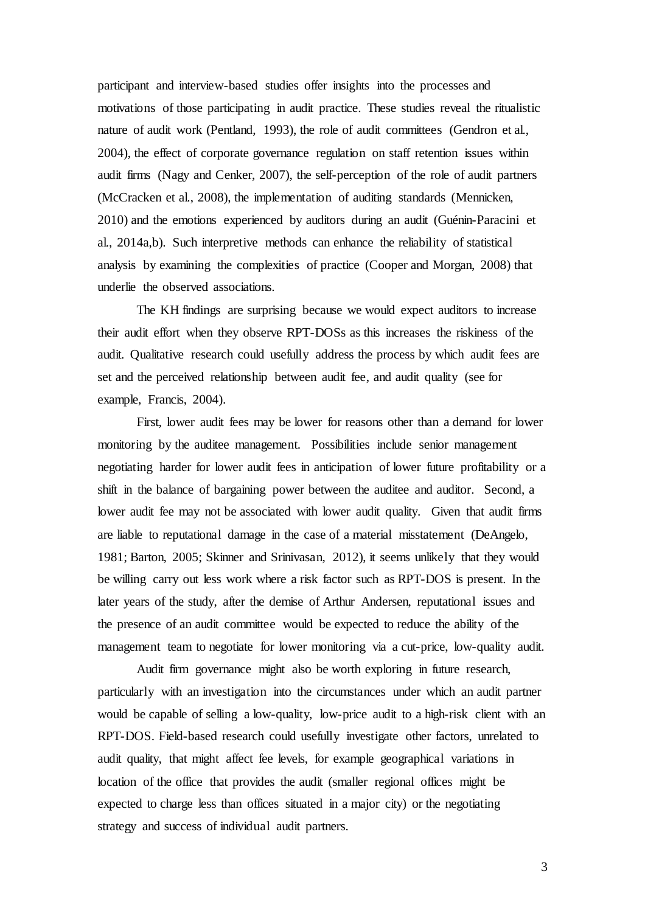participant and interview-based studies offer insights into the processes and motivations of those participating in audit practice. These studies reveal the ritualistic nature of audit work (Pentland, 1993), the role of audit committees (Gendron et al., 2004), the effect of corporate governance regulation on staff retention issues within audit firms (Nagy and Cenker, 2007), the self-perception of the role of audit partners (McCracken et al., 2008), the implementation of auditing standards (Mennicken, 2010) and the emotions experienced by auditors during an audit (Guénin-Paracini et al., 2014a,b). Such interpretive methods can enhance the reliability of statistical analysis by examining the complexities of practice (Cooper and Morgan, 2008) that underlie the observed associations.

The KH findings are surprising because we would expect auditors to increase their audit effort when they observe RPT-DOSs as this increases the riskiness of the audit. Qualitative research could usefully address the process by which audit fees are set and the perceived relationship between audit fee, and audit quality (see for example, Francis, 2004).

First, lower audit fees may be lower for reasons other than a demand for lower monitoring by the auditee management. Possibilities include senior management negotiating harder for lower audit fees in anticipation of lower future profitability or a shift in the balance of bargaining power between the auditee and auditor. Second, a lower audit fee may not be associated with lower audit quality. Given that audit firms are liable to reputational damage in the case of a material misstatement (DeAngelo, 1981; Barton, 2005; Skinner and Srinivasan, 2012), it seems unlikely that they would be willing carry out less work where a risk factor such as RPT-DOS is present. In the later years of the study, after the demise of Arthur Andersen, reputational issues and the presence of an audit committee would be expected to reduce the ability of the management team to negotiate for lower monitoring via a cut-price, low-quality audit.

Audit firm governance might also be worth exploring in future research, particularly with an investigation into the circumstances under which an audit partner would be capable of selling a low-quality, low-price audit to a high-risk client with an RPT-DOS. Field-based research could usefully investigate other factors, unrelated to audit quality, that might affect fee levels, for example geographical variations in location of the office that provides the audit (smaller regional offices might be expected to charge less than offices situated in a major city) or the negotiating strategy and success of individual audit partners.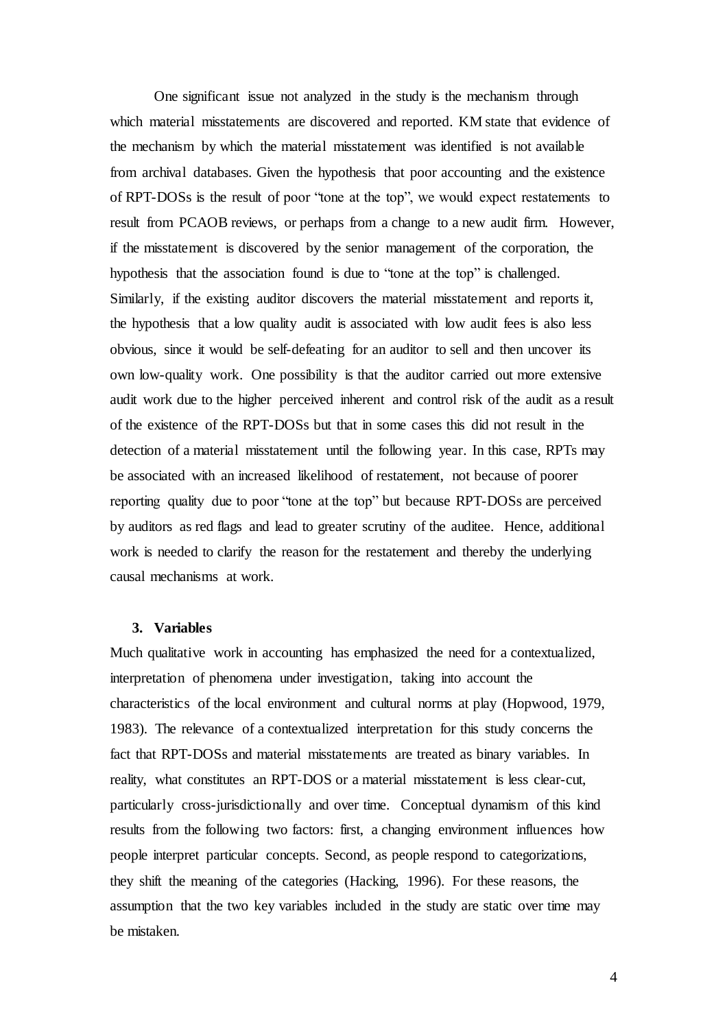One significant issue not analyzed in the study is the mechanism through which material misstatements are discovered and reported. KM state that evidence of the mechanism by which the material misstatement was identified is not available from archival databases. Given the hypothesis that poor accounting and the existence of RPT-DOSs is the result of poor "tone at the top", we would expect restatements to result from PCAOB reviews, or perhaps from a change to a new audit firm. However, if the misstatement is discovered by the senior management of the corporation, the hypothesis that the association found is due to "tone at the top" is challenged. Similarly, if the existing auditor discovers the material misstatement and reports it, the hypothesis that a low quality audit is associated with low audit fees is also less obvious, since it would be self-defeating for an auditor to sell and then uncover its own low-quality work. One possibility is that the auditor carried out more extensive audit work due to the higher perceived inherent and control risk of the audit as a result of the existence of the RPT-DOSs but that in some cases this did not result in the detection of a material misstatement until the following year. In this case, RPTs may be associated with an increased likelihood of restatement, not because of poorer reporting quality due to poor "tone at the top" but because RPT-DOSs are perceived by auditors as red flags and lead to greater scrutiny of the auditee. Hence, additional work is needed to clarify the reason for the restatement and thereby the underlying causal mechanisms at work.

## 3. Variables

Much qualitative work in accounting has emphasized the need for a contextualized, interpretation of phenomena under investigation, taking into account the characteristics of the local environment and cultural norms at play (Hopwood, 1979, 1983). The relevance of a contextualized interpretation for this study concerns the fact that RPT-DOSs and material misstatements are treated as binary variables. In reality, what constitutes an RPT-DOS or a material misstatement is less clear-cut, particularly cross-jurisdictionally and over time. Conceptual dynamism of this kind results from the following two factors: first, a changing environment influences how people interpret particular concepts. Second, as people respond to categorizations, they shift the meaning of the categories (Hacking, 1996). For these reasons, the assumption that the two key variables included in the study are static over time may be mistaken.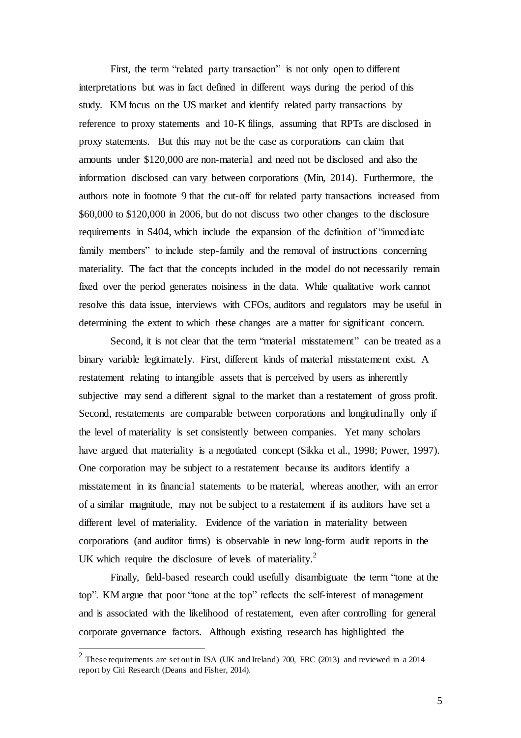First, the term "related party transaction" is not only open to different interpretations but was in fact defined in different ways during the period of this study. KM focus on the US market and identify related party transactions by reference to proxy statements and 10-K filings, assuming that RPTs are disclosed in proxy statements. But this may not be the case as corporations can claim that amounts under $120,000 are non-material and need not be disclosed and also the information disclosed can vary between corporations (Min, 2014). Furthermore, the authors note in footnote 9 that the cut-off for related party transactions increased from $60,000 to $120,000 in 2006, but do not discuss two other changes to the disclosure requirements in S404, which include the expansion of the definition of "immediate family members" to include step-family and the removal of instructions concerning materiality. The fact that the concepts included in the model do not necessarily remain fixed over the period generates noisiness in the data. While qualitative work cannot resolve this data issue, interviews with CFOs, auditors and regulators may be useful in determining the extent to which these changes are a matter for significant concern.

Second, it is not clear that the term "material misstatement" can be treated as a binary variable legitimately. First, different kinds of material misstatement exist. A restatement relating to intangible assets that is perceived by users as inherently subjective may send a different signal to the market than a restatement of gross profit. Second, restatements are comparable between corporations and longitudinally only if the level of materiality is set consistently between companies. Yet many scholars have argued that materiality is a negotiated concept (Sikka et al., 1998; Power, 1997). One corporation may be subject to a restatement because its auditors identify a misstatement in its financial statements to be material, whereas another, with an error of a similar magnitude, may not be subject to a restatement if its auditors have set a different level of materiality. Evidence of the variation in materiality between corporations (and auditor firms) is observable in new long-form audit reports in the UK which require the disclosure of levels of materiality.[2]

Finally, field-based research could usefully disambiguate the term "tone at the top". KM argue that poor "tone at the top" reflects the self-interest of management and is associated with the likelihood of restatement, even after controlling for general corporate governance factors. Although existing research has highlighted the

[2] These requirements are set out in ISA (UK and Ireland) 700, FRC (2013) and reviewed in a 2014 report by Citi Research (Deans and Fisher, 2014).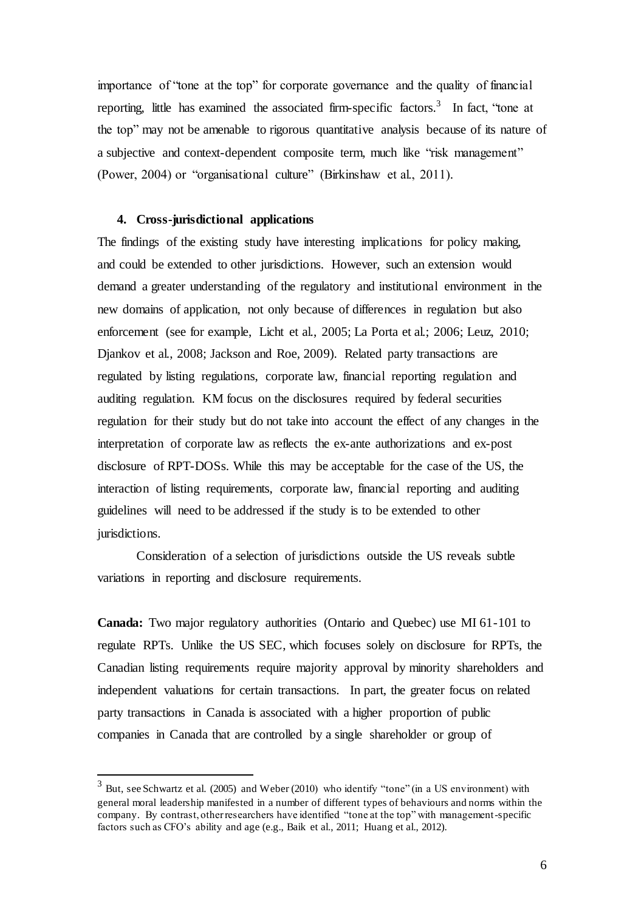importance of "tone at the top" for corporate governance and the quality of financial reporting, little has examined the associated firm-specific factors.[3] In fact, "tone at the top" may not be amenable to rigorous quantitative analysis because of its nature of a subjective and context-dependent composite term, much like "risk management" (Power, 2004) or "organisational culture" (Birkinshaw et al., 2011).

### 4. Cross-jurisdictional applications

The findings of the existing study have interesting implications for policy making, and could be extended to other jurisdictions. However, such an extension would demand a greater understanding of the regulatory and institutional environment in the new domains of application, not only because of differences in regulation but also enforcement (see for example, Licht et al., 2005; La Porta et al.; 2006; Leuz, 2010; Djankov et al., 2008; Jackson and Roe, 2009). Related party transactions are regulated by listing regulations, corporate law, financial reporting regulation and auditing regulation. KM focus on the disclosures required by federal securities regulation for their study but do not take into account the effect of any changes in the interpretation of corporate law as reflects the ex-ante authorizations and ex-post disclosure of RPT-DOSs. While this may be acceptable for the case of the US, the interaction of listing requirements, corporate law, financial reporting and auditing guidelines will need to be addressed if the study is to be extended to other jurisdictions.

Consideration of a selection of jurisdictions outside the US reveals subtle variations in reporting and disclosure requirements.

**Canada:** Two major regulatory authorities (Ontario and Quebec) use MI 61-101 to regulate RPTs. Unlike the US SEC, which focuses solely on disclosure for RPTs, the Canadian listing requirements require majority approval by minority shareholders and independent valuations for certain transactions. In part, the greater focus on related party transactions in Canada is associated with a higher proportion of public companies in Canada that are controlled by a single shareholder or group of

---

[3] But, see Schwartz et al. (2005) and Weber (2010) who identify "tone" (in a US environment) with general moral leadership manifested in a number of different types of behaviours and norms within the company. By contrast, other researchers have identified "tone at the top" with management-specific factors such as CFO's ability and age (e.g., Baik et al., 2011; Huang et al., 2012).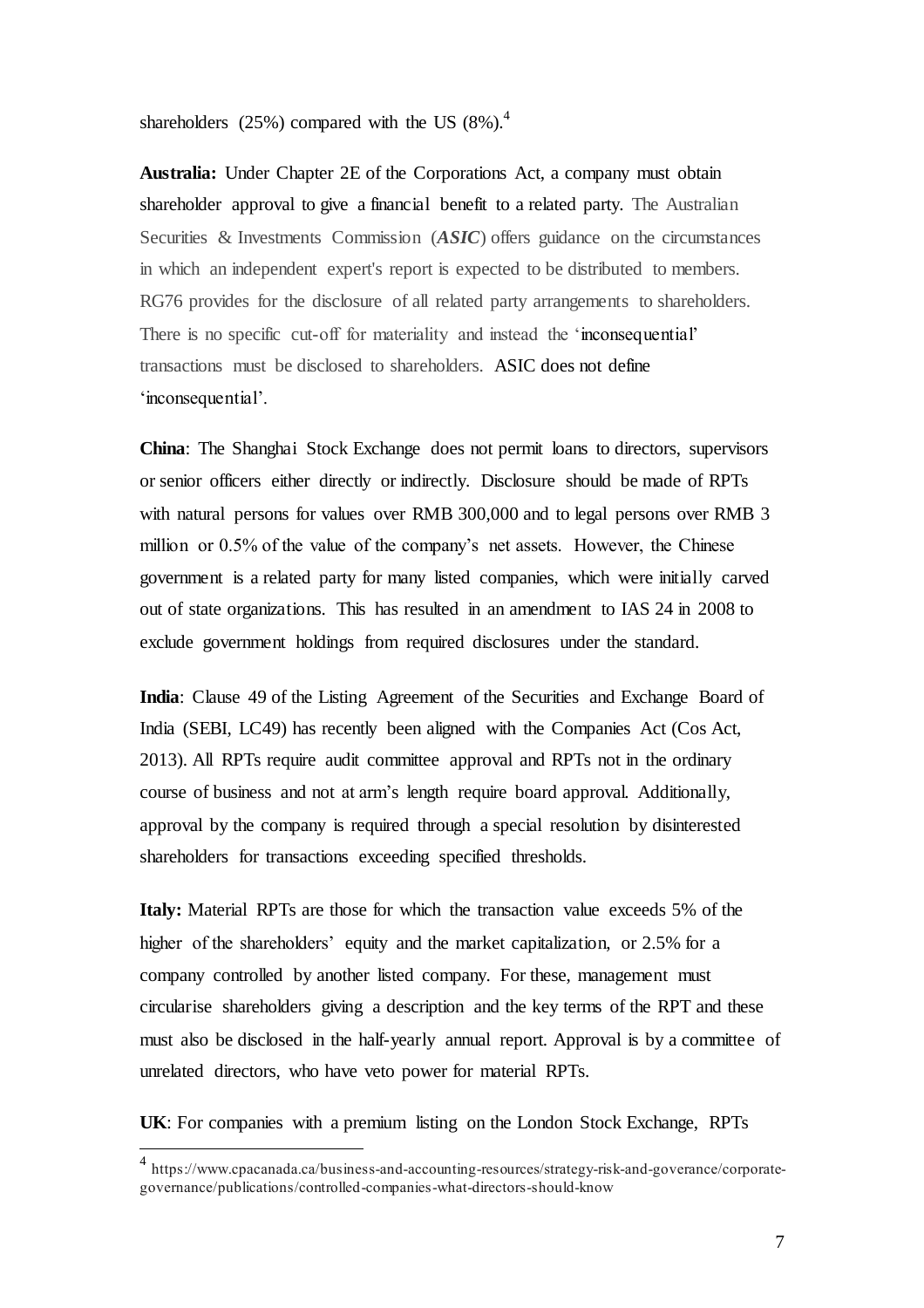shareholders (25%) compared with the US (8%).[4]

**Australia:** Under Chapter 2E of the Corporations Act, a company must obtain shareholder approval to give a financial benefit to a related party. The Australian Securities & Investments Commission (***ASIC***) offers guidance on the circumstances in which an independent expert's report is expected to be distributed to members. RG76 provides for the disclosure of all related party arrangements to shareholders. There is no specific cut-off for materiality and instead the 'inconsequential' transactions must be disclosed to shareholders. ASIC does not define 'inconsequential'.

**China**: The Shanghai Stock Exchange does not permit loans to directors, supervisors or senior officers either directly or indirectly. Disclosure should be made of RPTs with natural persons for values over RMB 300,000 and to legal persons over RMB 3 million or 0.5% of the value of the company's net assets. However, the Chinese government is a related party for many listed companies, which were initially carved out of state organizations. This has resulted in an amendment to IAS 24 in 2008 to exclude government holdings from required disclosures under the standard.

**India**: Clause 49 of the Listing Agreement of the Securities and Exchange Board of India (SEBI, LC49) has recently been aligned with the Companies Act (Cos Act, 2013). All RPTs require audit committee approval and RPTs not in the ordinary course of business and not at arm's length require board approval. Additionally, approval by the company is required through a special resolution by disinterested shareholders for transactions exceeding specified thresholds.

**Italy:** Material RPTs are those for which the transaction value exceeds 5% of the higher of the shareholders' equity and the market capitalization, or 2.5% for a company controlled by another listed company. For these, management must circularise shareholders giving a description and the key terms of the RPT and these must also be disclosed in the half-yearly annual report. Approval is by a committee of unrelated directors, who have veto power for material RPTs.

**UK**: For companies with a premium listing on the London Stock Exchange, RPTs

[4] https://www.cpacanada.ca/business-and-accounting-resources/strategy-risk-and-goverance/corporate-governance/publications/controlled-companies-what-directors-should-know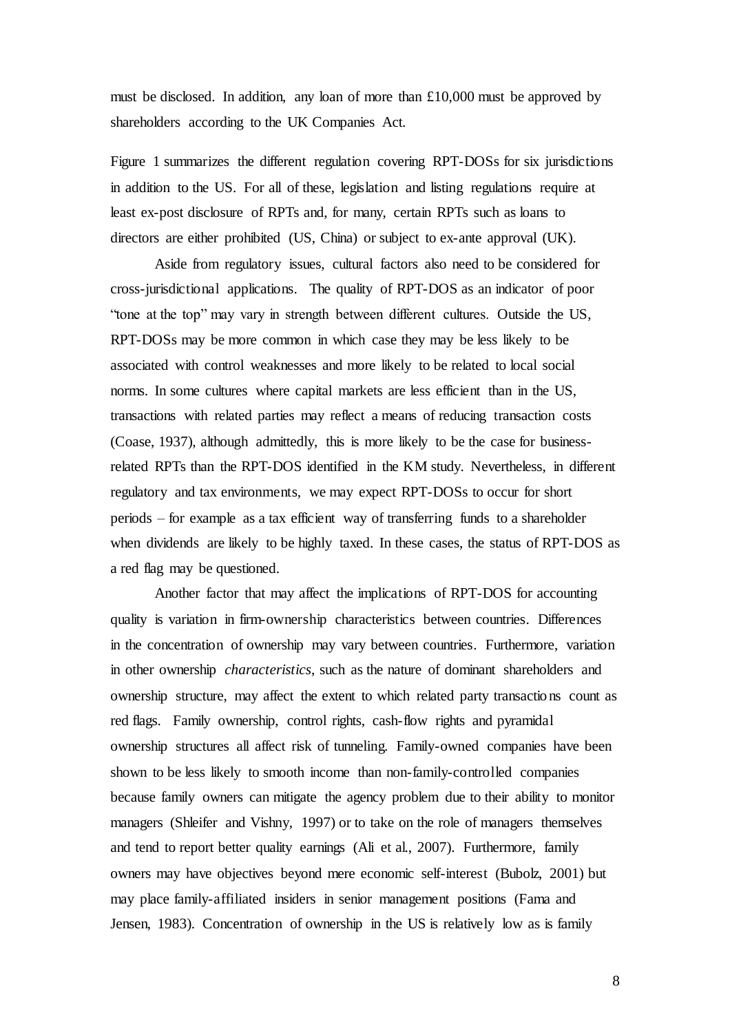must be disclosed. In addition, any loan of more than £10,000 must be approved by shareholders according to the UK Companies Act.

Figure 1 summarizes the different regulation covering RPT-DOSs for six jurisdictions in addition to the US. For all of these, legislation and listing regulations require at least ex-post disclosure of RPTs and, for many, certain RPTs such as loans to directors are either prohibited (US, China) or subject to ex-ante approval (UK).

Aside from regulatory issues, cultural factors also need to be considered for cross-jurisdictional applications. The quality of RPT-DOS as an indicator of poor "tone at the top" may vary in strength between different cultures. Outside the US, RPT-DOSs may be more common in which case they may be less likely to be associated with control weaknesses and more likely to be related to local social norms. In some cultures where capital markets are less efficient than in the US, transactions with related parties may reflect a means of reducing transaction costs (Coase, 1937), although admittedly, this is more likely to be the case for business-related RPTs than the RPT-DOS identified in the KM study. Nevertheless, in different regulatory and tax environments, we may expect RPT-DOSs to occur for short periods – for example as a tax efficient way of transferring funds to a shareholder when dividends are likely to be highly taxed. In these cases, the status of RPT-DOS as a red flag may be questioned.

Another factor that may affect the implications of RPT-DOS for accounting quality is variation in firm-ownership characteristics between countries. Differences in the concentration of ownership may vary between countries. Furthermore, variation in other ownership *characteristics*, such as the nature of dominant shareholders and ownership structure, may affect the extent to which related party transactions count as red flags. Family ownership, control rights, cash-flow rights and pyramidal ownership structures all affect risk of tunneling. Family-owned companies have been shown to be less likely to smooth income than non-family-controlled companies because family owners can mitigate the agency problem due to their ability to monitor managers (Shleifer and Vishny, 1997) or to take on the role of managers themselves and tend to report better quality earnings (Ali et al., 2007). Furthermore, family owners may have objectives beyond mere economic self-interest (Bubolz, 2001) but may place family-affiliated insiders in senior management positions (Fama and Jensen, 1983). Concentration of ownership in the US is relatively low as is family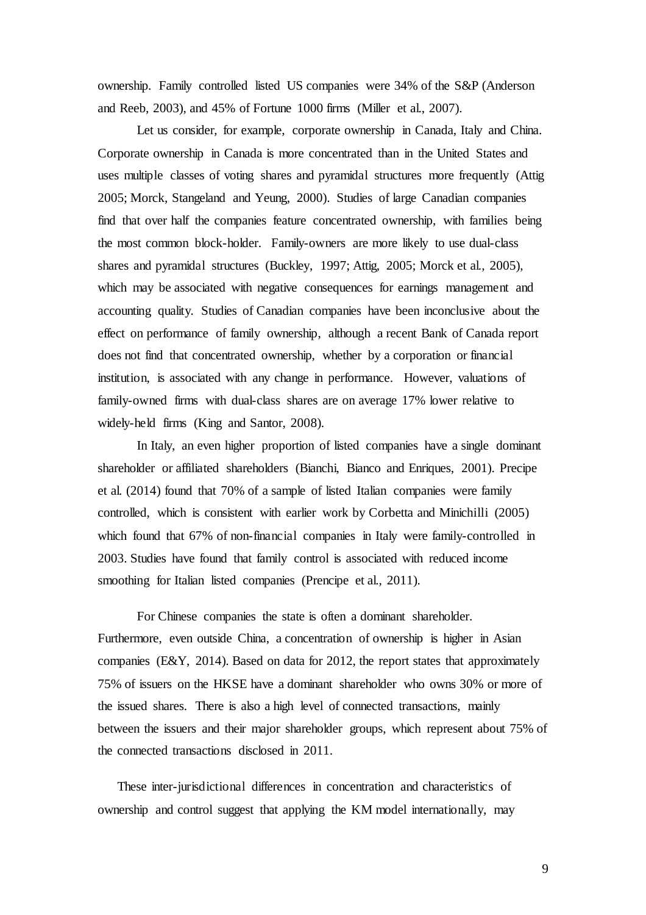ownership. Family controlled listed US companies were 34% of the S&P (Anderson and Reeb, 2003), and 45% of Fortune 1000 firms (Miller et al., 2007).

Let us consider, for example, corporate ownership in Canada, Italy and China. Corporate ownership in Canada is more concentrated than in the United States and uses multiple classes of voting shares and pyramidal structures more frequently (Attig 2005; Morck, Stangeland and Yeung, 2000). Studies of large Canadian companies find that over half the companies feature concentrated ownership, with families being the most common block-holder. Family-owners are more likely to use dual-class shares and pyramidal structures (Buckley, 1997; Attig, 2005; Morck et al., 2005), which may be associated with negative consequences for earnings management and accounting quality. Studies of Canadian companies have been inconclusive about the effect on performance of family ownership, although a recent Bank of Canada report does not find that concentrated ownership, whether by a corporation or financial institution, is associated with any change in performance. However, valuations of family-owned firms with dual-class shares are on average 17% lower relative to widely-held firms (King and Santor, 2008).

In Italy, an even higher proportion of listed companies have a single dominant shareholder or affiliated shareholders (Bianchi, Bianco and Enriques, 2001). Precipe et al. (2014) found that 70% of a sample of listed Italian companies were family controlled, which is consistent with earlier work by Corbetta and Minichilli (2005) which found that 67% of non-financial companies in Italy were family-controlled in 2003. Studies have found that family control is associated with reduced income smoothing for Italian listed companies (Prencipe et al., 2011).

For Chinese companies the state is often a dominant shareholder. Furthermore, even outside China, a concentration of ownership is higher in Asian companies (E&Y, 2014). Based on data for 2012, the report states that approximately 75% of issuers on the HKSE have a dominant shareholder who owns 30% or more of the issued shares. There is also a high level of connected transactions, mainly between the issuers and their major shareholder groups, which represent about 75% of the connected transactions disclosed in 2011.

These inter-jurisdictional differences in concentration and characteristics of ownership and control suggest that applying the KM model internationally, may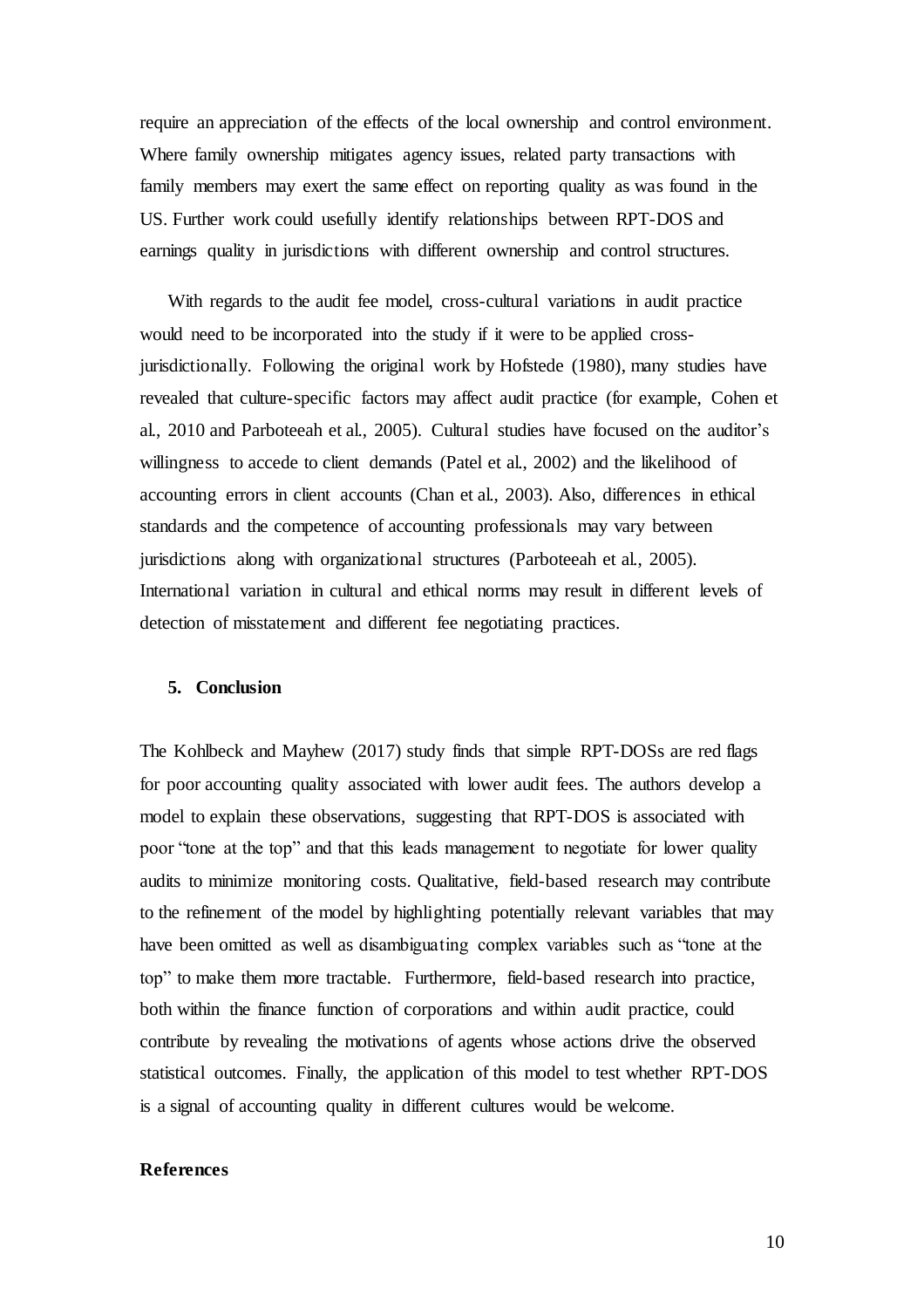require an appreciation of the effects of the local ownership and control environment. Where family ownership mitigates agency issues, related party transactions with family members may exert the same effect on reporting quality as was found in the US. Further work could usefully identify relationships between RPT-DOS and earnings quality in jurisdictions with different ownership and control structures.

With regards to the audit fee model, cross-cultural variations in audit practice would need to be incorporated into the study if it were to be applied cross-jurisdictionally. Following the original work by Hofstede (1980), many studies have revealed that culture-specific factors may affect audit practice (for example, Cohen et al., 2010 and Parboteeah et al., 2005). Cultural studies have focused on the auditor's willingness to accede to client demands (Patel et al., 2002) and the likelihood of accounting errors in client accounts (Chan et al., 2003). Also, differences in ethical standards and the competence of accounting professionals may vary between jurisdictions along with organizational structures (Parboteeah et al., 2005). International variation in cultural and ethical norms may result in different levels of detection of misstatement and different fee negotiating practices.

## 5. Conclusion

The Kohlbeck and Mayhew (2017) study finds that simple RPT-DOSs are red flags for poor accounting quality associated with lower audit fees. The authors develop a model to explain these observations, suggesting that RPT-DOS is associated with poor "tone at the top" and that this leads management to negotiate for lower quality audits to minimize monitoring costs. Qualitative, field-based research may contribute to the refinement of the model by highlighting potentially relevant variables that may have been omitted as well as disambiguating complex variables such as "tone at the top" to make them more tractable. Furthermore, field-based research into practice, both within the finance function of corporations and within audit practice, could contribute by revealing the motivations of agents whose actions drive the observed statistical outcomes. Finally, the application of this model to test whether RPT-DOS is a signal of accounting quality in different cultures would be welcome.

## References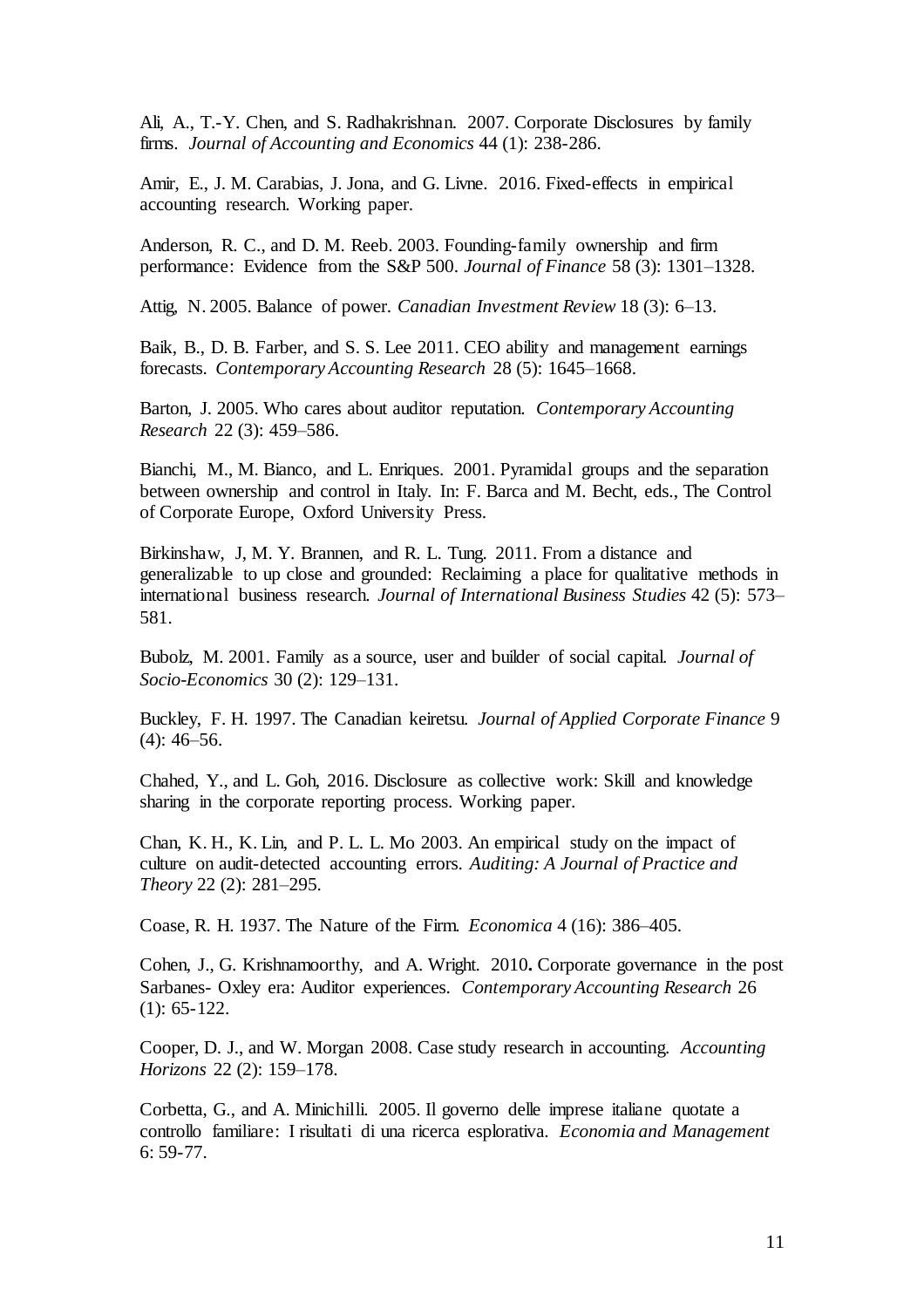Ali, A., T.-Y. Chen, and S. Radhakrishnan. 2007. Corporate Disclosures by family firms. *Journal of Accounting and Economics* 44 (1): 238-286.

Amir, E., J. M. Carabias, J. Jona, and G. Livne. 2016. Fixed-effects in empirical accounting research. Working paper.

Anderson, R. C., and D. M. Reeb. 2003. Founding-family ownership and firm performance: Evidence from the S&P 500. *Journal of Finance* 58 (3): 1301–1328.

Attig, N. 2005. Balance of power. *Canadian Investment Review* 18 (3): 6–13.

Baik, B., D. B. Farber, and S. S. Lee 2011. CEO ability and management earnings forecasts. *Contemporary Accounting Research* 28 (5): 1645–1668.

Barton, J. 2005. Who cares about auditor reputation. *Contemporary Accounting Research* 22 (3): 459–586.

Bianchi, M., M. Bianco, and L. Enriques. 2001. Pyramidal groups and the separation between ownership and control in Italy. In: F. Barca and M. Becht, eds., The Control of Corporate Europe, Oxford University Press.

Birkinshaw, J, M. Y. Brannen, and R. L. Tung. 2011. From a distance and generalizable to up close and grounded: Reclaiming a place for qualitative methods in international business research. *Journal of International Business Studies* 42 (5): 573–581.

Bubolz, M. 2001. Family as a source, user and builder of social capital. *Journal of Socio-Economics* 30 (2): 129–131.

Buckley, F. H. 1997. The Canadian keiretsu. *Journal of Applied Corporate Finance* 9 (4): 46–56.

Chahed, Y., and L. Goh, 2016. Disclosure as collective work: Skill and knowledge sharing in the corporate reporting process. Working paper.

Chan, K. H., K. Lin, and P. L. L. Mo 2003. An empirical study on the impact of culture on audit-detected accounting errors. *Auditing: A Journal of Practice and Theory* 22 (2): 281–295.

Coase, R. H. 1937. The Nature of the Firm. *Economica* 4 (16): 386–405.

Cohen, J., G. Krishnamoorthy, and A. Wright. 2010**.** Corporate governance in the post Sarbanes- Oxley era: Auditor experiences. *Contemporary Accounting Research* 26 (1): 65-122.

Cooper, D. J., and W. Morgan 2008. Case study research in accounting. *Accounting Horizons* 22 (2): 159–178.

Corbetta, G., and A. Minichilli. 2005. Il governo delle imprese italiane quotate a controllo familiare: I risultati di una ricerca esplorativa. *Economia and Management* 6: 59-77.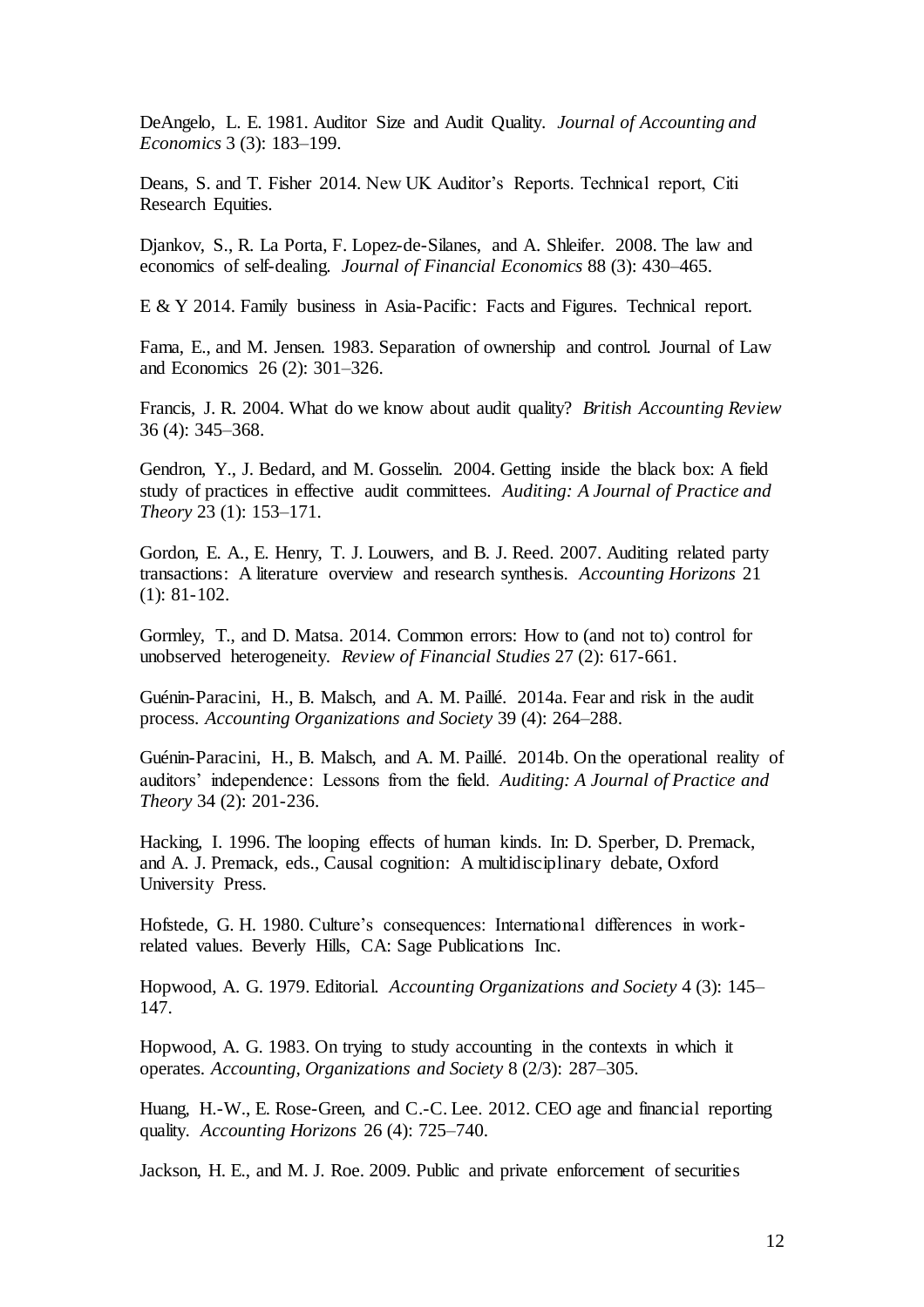DeAngelo, L. E. 1981. Auditor Size and Audit Quality. *Journal of Accounting and Economics* 3 (3): 183–199.

Deans, S. and T. Fisher 2014. New UK Auditor's Reports. Technical report, Citi Research Equities.

Djankov, S., R. La Porta, F. Lopez-de-Silanes, and A. Shleifer. 2008. The law and economics of self-dealing. *Journal of Financial Economics* 88 (3): 430–465.

E & Y 2014. Family business in Asia-Pacific: Facts and Figures. Technical report.

Fama, E., and M. Jensen. 1983. Separation of ownership and control. Journal of Law and Economics 26 (2): 301–326.

Francis, J. R. 2004. What do we know about audit quality? *British Accounting Review* 36 (4): 345–368.

Gendron, Y., J. Bedard, and M. Gosselin. 2004. Getting inside the black box: A field study of practices in effective audit committees. *Auditing: A Journal of Practice and Theory* 23 (1): 153–171.

Gordon, E. A., E. Henry, T. J. Louwers, and B. J. Reed. 2007. Auditing related party transactions: A literature overview and research synthesis. *Accounting Horizons* 21 (1): 81-102.

Gormley, T., and D. Matsa. 2014. Common errors: How to (and not to) control for unobserved heterogeneity. *Review of Financial Studies* 27 (2): 617-661.

Guénin-Paracini, H., B. Malsch, and A. M. Paillé. 2014a. Fear and risk in the audit process. *Accounting Organizations and Society* 39 (4): 264–288.

Guénin-Paracini, H., B. Malsch, and A. M. Paillé. 2014b. On the operational reality of auditors' independence: Lessons from the field. *Auditing: A Journal of Practice and Theory* 34 (2): 201-236.

Hacking, I. 1996. The looping effects of human kinds. In: D. Sperber, D. Premack, and A. J. Premack, eds., Causal cognition: A multidisciplinary debate, Oxford University Press.

Hofstede, G. H. 1980. Culture's consequences: International differences in work-related values. Beverly Hills, CA: Sage Publications Inc.

Hopwood, A. G. 1979. Editorial. *Accounting Organizations and Society* 4 (3): 145–147.

Hopwood, A. G. 1983. On trying to study accounting in the contexts in which it operates. *Accounting, Organizations and Society* 8 (2/3): 287–305.

Huang, H.-W., E. Rose-Green, and C.-C. Lee. 2012. CEO age and financial reporting quality. *Accounting Horizons* 26 (4): 725–740.

Jackson, H. E., and M. J. Roe. 2009. Public and private enforcement of securities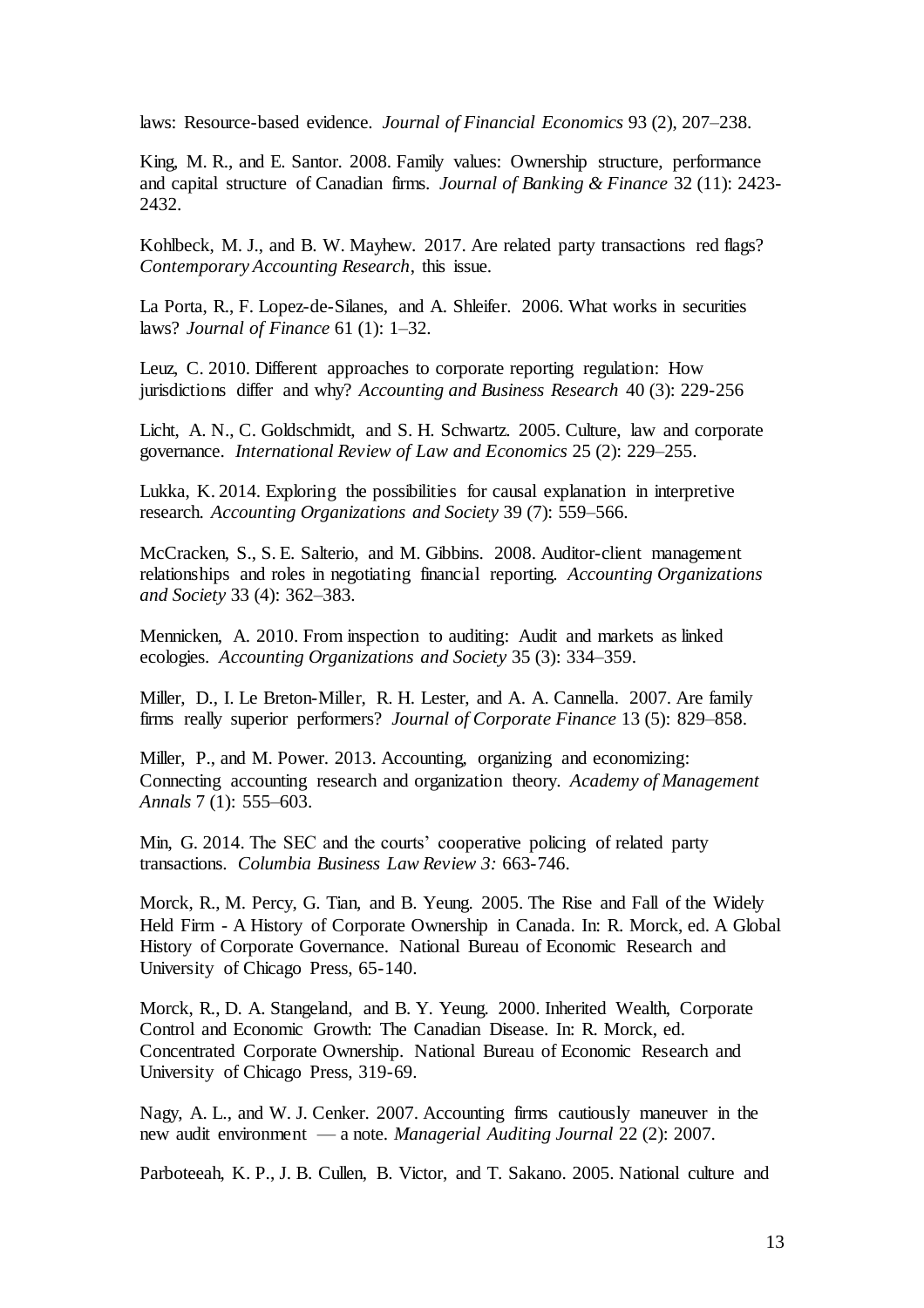laws: Resource-based evidence. *Journal of Financial Economics* 93 (2), 207–238.

King, M. R., and E. Santor. 2008. Family values: Ownership structure, performance and capital structure of Canadian firms. *Journal of Banking & Finance* 32 (11): 2423-2432.

Kohlbeck, M. J., and B. W. Mayhew. 2017. Are related party transactions red flags? *Contemporary Accounting Research*, this issue.

La Porta, R., F. Lopez-de-Silanes, and A. Shleifer. 2006. What works in securities laws? *Journal of Finance* 61 (1): 1–32.

Leuz, C. 2010. Different approaches to corporate reporting regulation: How jurisdictions differ and why? *Accounting and Business Research* 40 (3): 229-256

Licht, A. N., C. Goldschmidt, and S. H. Schwartz. 2005. Culture, law and corporate governance. *International Review of Law and Economics* 25 (2): 229–255.

Lukka, K. 2014. Exploring the possibilities for causal explanation in interpretive research. *Accounting Organizations and Society* 39 (7): 559–566.

McCracken, S., S. E. Salterio, and M. Gibbins. 2008. Auditor-client management relationships and roles in negotiating financial reporting. *Accounting Organizations and Society* 33 (4): 362–383.

Mennicken, A. 2010. From inspection to auditing: Audit and markets as linked ecologies. *Accounting Organizations and Society* 35 (3): 334–359.

Miller, D., I. Le Breton-Miller, R. H. Lester, and A. A. Cannella. 2007. Are family firms really superior performers? *Journal of Corporate Finance* 13 (5): 829–858.

Miller, P., and M. Power. 2013. Accounting, organizing and economizing: Connecting accounting research and organization theory. *Academy of Management Annals* 7 (1): 555–603.

Min, G. 2014. The SEC and the courts' cooperative policing of related party transactions. *Columbia Business Law Review 3:* 663-746.

Morck, R., M. Percy, G. Tian, and B. Yeung. 2005. The Rise and Fall of the Widely Held Firm - A History of Corporate Ownership in Canada. In: R. Morck, ed. A Global History of Corporate Governance. National Bureau of Economic Research and University of Chicago Press, 65-140.

Morck, R., D. A. Stangeland, and B. Y. Yeung. 2000. Inherited Wealth, Corporate Control and Economic Growth: The Canadian Disease. In: R. Morck, ed. Concentrated Corporate Ownership. National Bureau of Economic Research and University of Chicago Press, 319-69.

Nagy, A. L., and W. J. Cenker. 2007. Accounting firms cautiously maneuver in the new audit environment — a note. *Managerial Auditing Journal* 22 (2): 2007.

Parboteeah, K. P., J. B. Cullen, B. Victor, and T. Sakano. 2005. National culture and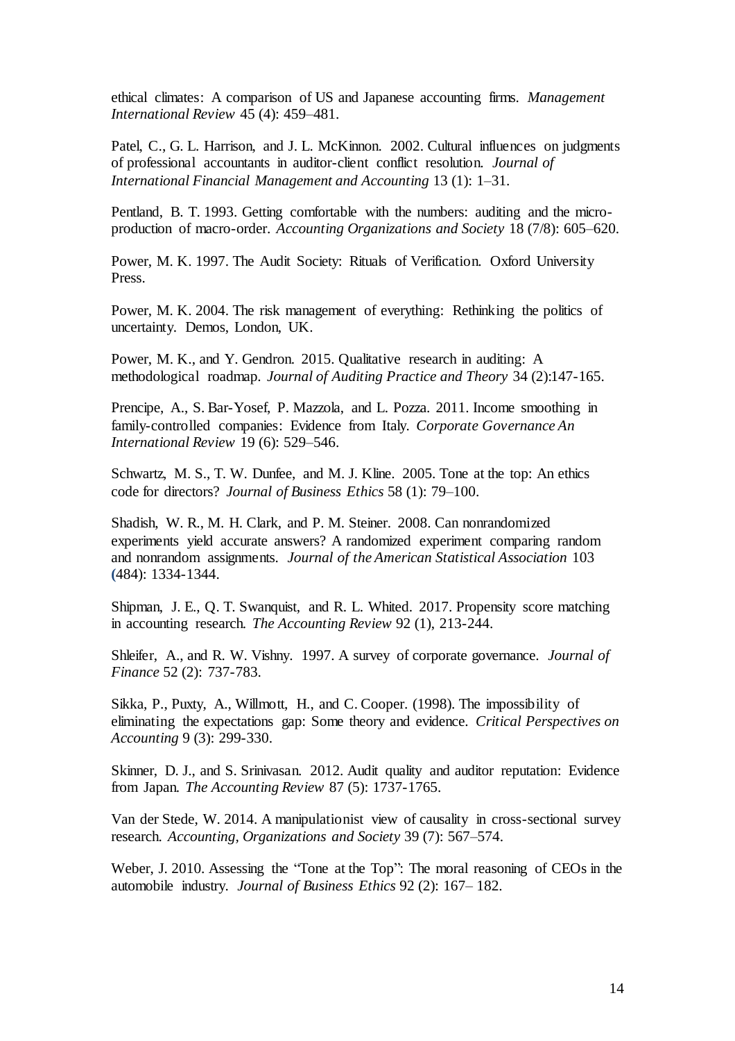ethical climates: A comparison of US and Japanese accounting firms. *Management International Review* 45 (4): 459–481.

Patel, C., G. L. Harrison, and J. L. McKinnon. 2002. Cultural influences on judgments of professional accountants in auditor-client conflict resolution. *Journal of International Financial Management and Accounting* 13 (1): 1–31.

Pentland, B. T. 1993. Getting comfortable with the numbers: auditing and the micro-production of macro-order. *Accounting Organizations and Society* 18 (7/8): 605–620.

Power, M. K. 1997. The Audit Society: Rituals of Verification. Oxford University Press.

Power, M. K. 2004. The risk management of everything: Rethinking the politics of uncertainty. Demos, London, UK.

Power, M. K., and Y. Gendron. 2015. Qualitative research in auditing: A methodological roadmap. *Journal of Auditing Practice and Theory* 34 (2):147-165.

Prencipe, A., S. Bar-Yosef, P. Mazzola, and L. Pozza. 2011. Income smoothing in family-controlled companies: Evidence from Italy. *Corporate Governance An International Review* 19 (6): 529–546.

Schwartz, M. S., T. W. Dunfee, and M. J. Kline. 2005. Tone at the top: An ethics code for directors? *Journal of Business Ethics* 58 (1): 79–100.

Shadish, W. R., M. H. Clark, and P. M. Steiner. 2008. Can nonrandomized experiments yield accurate answers? A randomized experiment comparing random and nonrandom assignments. *Journal of the American Statistical Association* 103 (484): 1334-1344.

Shipman, J. E., Q. T. Swanquist, and R. L. Whited. 2017. Propensity score matching in accounting research. *The Accounting Review* 92 (1), 213-244.

Shleifer, A., and R. W. Vishny. 1997. A survey of corporate governance. *Journal of Finance* 52 (2): 737-783.

Sikka, P., Puxty, A., Willmott, H., and C. Cooper. (1998). The impossibility of eliminating the expectations gap: Some theory and evidence. *Critical Perspectives on Accounting* 9 (3): 299-330.

Skinner, D. J., and S. Srinivasan. 2012. Audit quality and auditor reputation: Evidence from Japan. *The Accounting Review* 87 (5): 1737-1765.

Van der Stede, W. 2014. A manipulationist view of causality in cross-sectional survey research. *Accounting, Organizations and Society* 39 (7): 567–574.

Weber, J. 2010. Assessing the "Tone at the Top": The moral reasoning of CEOs in the automobile industry. *Journal of Business Ethics* 92 (2): 167– 182.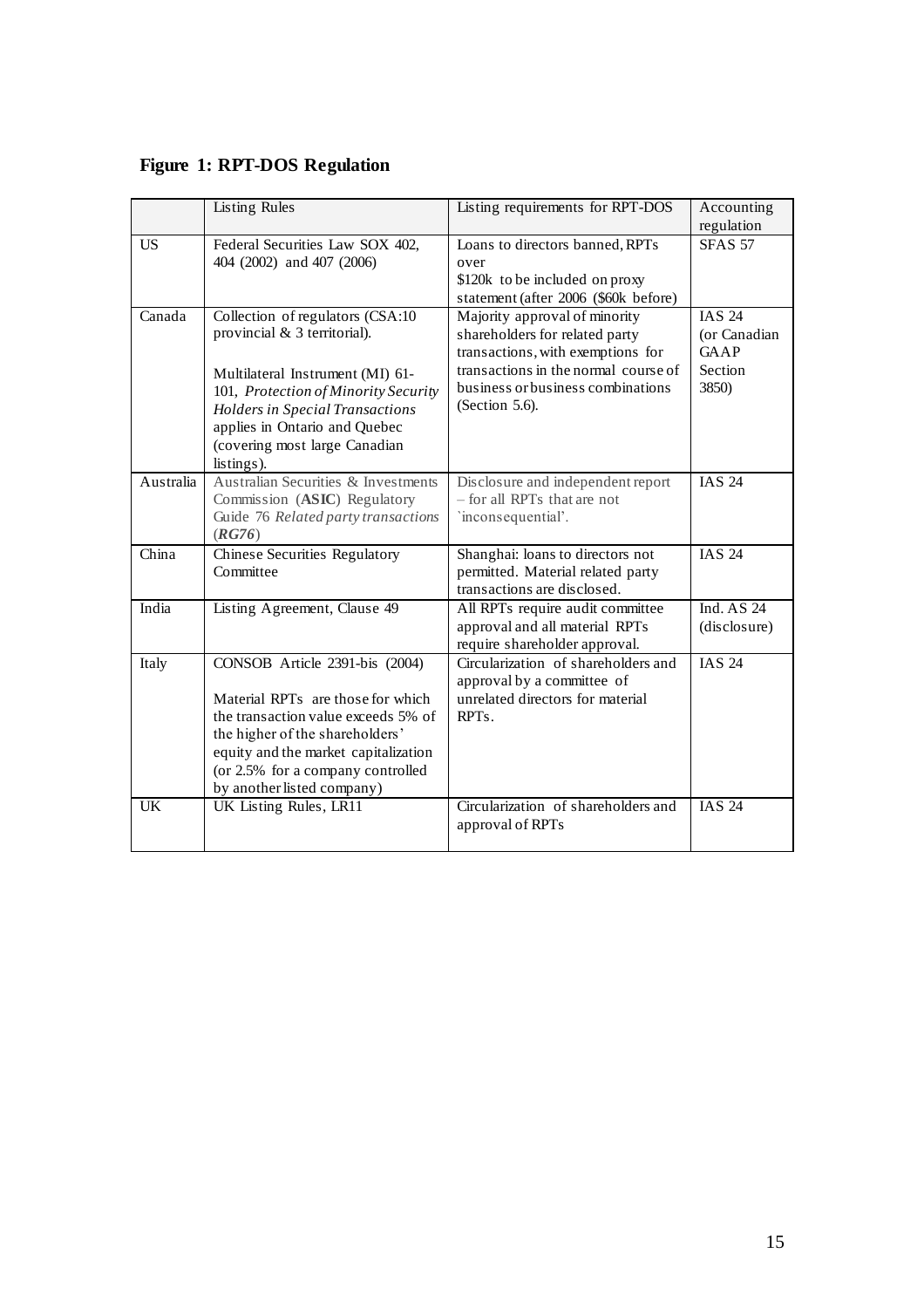**Figure 1: RPT-DOS Regulation**

| | Listing Rules | Listing requirements for RPT-DOS | Accounting regulation |
|---|---|---|---|
| US | Federal Securities Law SOX 402, 404 (2002) and 407 (2006) | Loans to directors banned, RPTs over \$120k to be included on proxy statement (after 2006 (\$60k before) | SFAS 57 |
| Canada | Collection of regulators (CSA:10 provincial & 3 territorial).<br><br>Multilateral Instrument (MI) 61-101, *Protection of Minority Security Holders in Special Transactions* applies in Ontario and Quebec (covering most large Canadian listings). | Majority approval of minority shareholders for related party transactions, with exemptions for transactions in the normal course of business or business combinations (Section 5.6). | IAS 24 (or Canadian GAAP Section 3850) |
| Australia | Australian Securities & Investments Commission (**ASIC**) Regulatory Guide 76 *Related party transactions* (***RG76***) | Disclosure and independent report – for all RPTs that are not `inconsequential'. | IAS 24 |
| China | Chinese Securities Regulatory Committee | Shanghai: loans to directors not permitted. Material related party transactions are disclosed. | IAS 24 |
| India | Listing Agreement, Clause 49 | All RPTs require audit committee approval and all material RPTs require shareholder approval. | Ind. AS 24 (disclosure) |
| Italy | CONSOB Article 2391-bis (2004)<br><br>Material RPTs are those for which the transaction value exceeds 5% of the higher of the shareholders' equity and the market capitalization (or 2.5% for a company controlled by another listed company) | Circularization of shareholders and approval by a committee of unrelated directors for material RPTs. | IAS 24 |
| UK | UK Listing Rules, LR11 | Circularization of shareholders and approval of RPTs | IAS 24 |